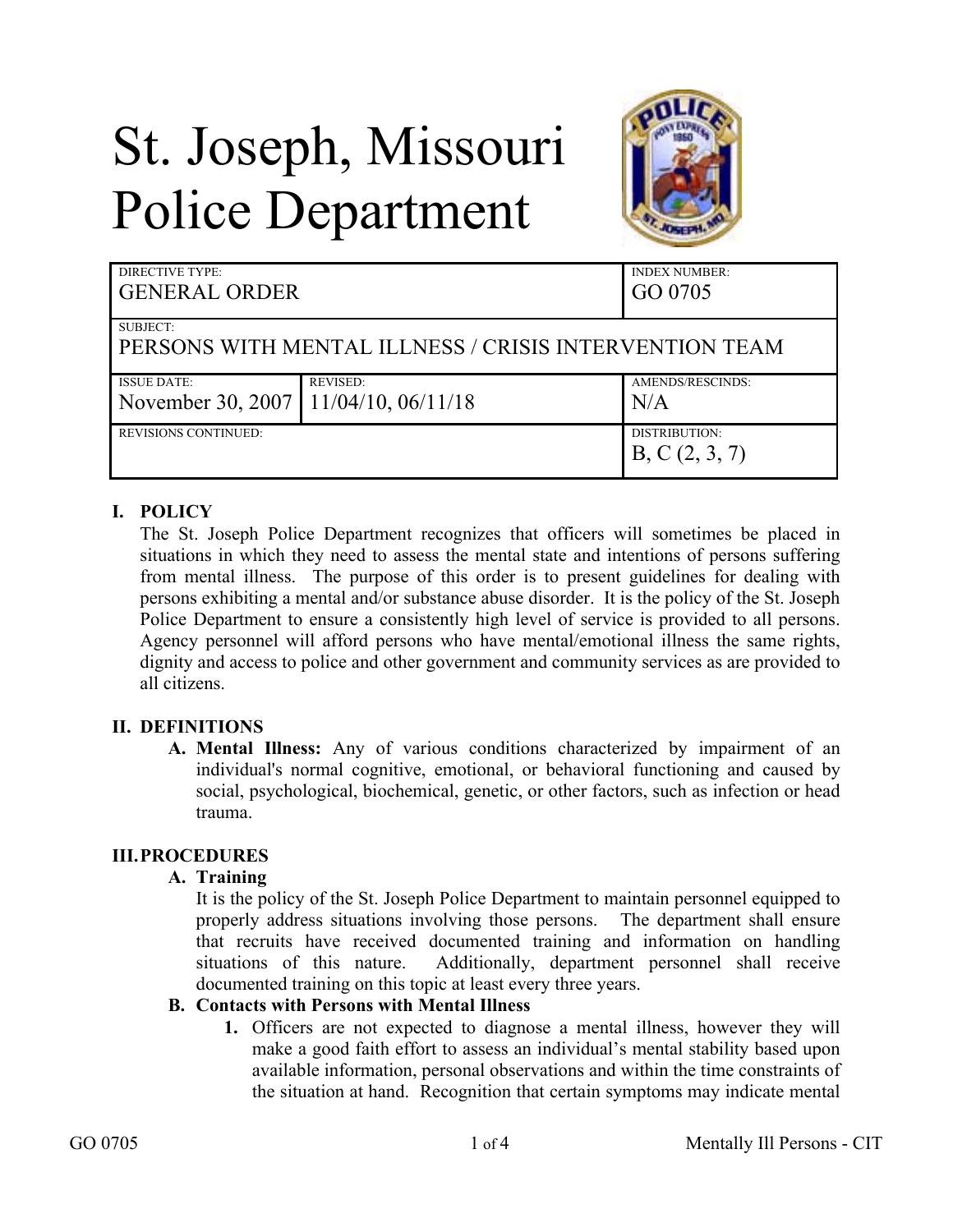# St. Joseph, Missouri Police Department

| DIRECTIVE TYPE: GENERAL ORDER | | INDEX NUMBER: GO 0705 |
|---|---|---|
| SUBJECT: PERSONS WITH MENTAL ILLNESS / CRISIS INTERVENTION TEAM | | |
| ISSUE DATE: November 30, 2007 | REVISED: 11/04/10, 06/11/18 | AMENDS/RESCINDS: N/A |
| REVISIONS CONTINUED: | | DISTRIBUTION: B, C (2, 3, 7) |

## I. POLICY

The St. Joseph Police Department recognizes that officers will sometimes be placed in situations in which they need to assess the mental state and intentions of persons suffering from mental illness. The purpose of this order is to present guidelines for dealing with persons exhibiting a mental and/or substance abuse disorder. It is the policy of the St. Joseph Police Department to ensure a consistently high level of service is provided to all persons. Agency personnel will afford persons who have mental/emotional illness the same rights, dignity and access to police and other government and community services as are provided to all citizens.

## II. DEFINITIONS

**A. Mental Illness:** Any of various conditions characterized by impairment of an individual's normal cognitive, emotional, or behavioral functioning and caused by social, psychological, biochemical, genetic, or other factors, such as infection or head trauma.

## III. PROCEDURES

### A. Training

It is the policy of the St. Joseph Police Department to maintain personnel equipped to properly address situations involving those persons. The department shall ensure that recruits have received documented training and information on handling situations of this nature. Additionally, department personnel shall receive documented training on this topic at least every three years.

### B. Contacts with Persons with Mental Illness

1. Officers are not expected to diagnose a mental illness, however they will make a good faith effort to assess an individual's mental stability based upon available information, personal observations and within the time constraints of the situation at hand. Recognition that certain symptoms may indicate mental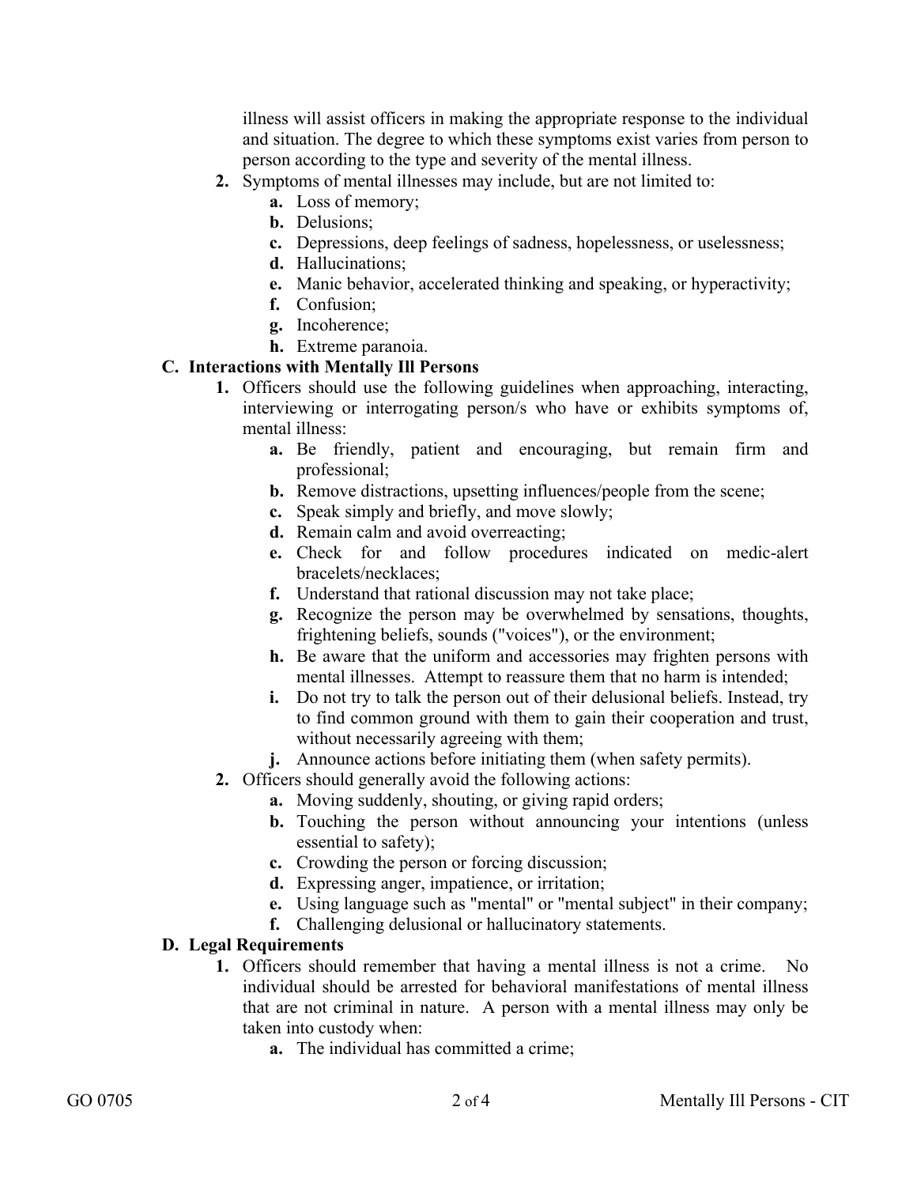illness will assist officers in making the appropriate response to the individual and situation. The degree to which these symptoms exist varies from person to person according to the type and severity of the mental illness.

2. Symptoms of mental illnesses may include, but are not limited to:
   a. Loss of memory;
   b. Delusions;
   c. Depressions, deep feelings of sadness, hopelessness, or uselessness;
   d. Hallucinations;
   e. Manic behavior, accelerated thinking and speaking, or hyperactivity;
   f. Confusion;
   g. Incoherence;
   h. Extreme paranoia.

### C. Interactions with Mentally Ill Persons

1. Officers should use the following guidelines when approaching, interacting, interviewing or interrogating person/s who have or exhibits symptoms of, mental illness:
   a. Be friendly, patient and encouraging, but remain firm and professional;
   b. Remove distractions, upsetting influences/people from the scene;
   c. Speak simply and briefly, and move slowly;
   d. Remain calm and avoid overreacting;
   e. Check for and follow procedures indicated on medic-alert bracelets/necklaces;
   f. Understand that rational discussion may not take place;
   g. Recognize the person may be overwhelmed by sensations, thoughts, frightening beliefs, sounds ("voices"), or the environment;
   h. Be aware that the uniform and accessories may frighten persons with mental illnesses. Attempt to reassure them that no harm is intended;
   i. Do not try to talk the person out of their delusional beliefs. Instead, try to find common ground with them to gain their cooperation and trust, without necessarily agreeing with them;
   j. Announce actions before initiating them (when safety permits).
2. Officers should generally avoid the following actions:
   a. Moving suddenly, shouting, or giving rapid orders;
   b. Touching the person without announcing your intentions (unless essential to safety);
   c. Crowding the person or forcing discussion;
   d. Expressing anger, impatience, or irritation;
   e. Using language such as "mental" or "mental subject" in their company;
   f. Challenging delusional or hallucinatory statements.

### D. Legal Requirements

1. Officers should remember that having a mental illness is not a crime. No individual should be arrested for behavioral manifestations of mental illness that are not criminal in nature. A person with a mental illness may only be taken into custody when:
   a. The individual has committed a crime;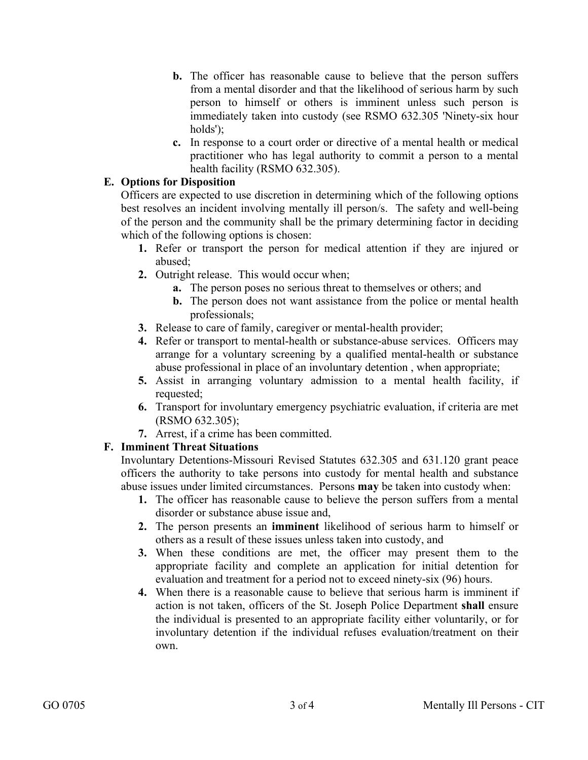- **b.** The officer has reasonable cause to believe that the person suffers from a mental disorder and that the likelihood of serious harm by such person to himself or others is imminent unless such person is immediately taken into custody (see RSMO 632.305 'Ninety-six hour holds');
- **c.** In response to a court order or directive of a mental health or medical practitioner who has legal authority to commit a person to a mental health facility (RSMO 632.305).

**E. Options for Disposition**

Officers are expected to use discretion in determining which of the following options best resolves an incident involving mentally ill person/s. The safety and well-being of the person and the community shall be the primary determining factor in deciding which of the following options is chosen:

1. Refer or transport the person for medical attention if they are injured or abused;
2. Outright release. This would occur when;
   - **a.** The person poses no serious threat to themselves or others; and
   - **b.** The person does not want assistance from the police or mental health professionals;
3. Release to care of family, caregiver or mental-health provider;
4. Refer or transport to mental-health or substance-abuse services. Officers may arrange for a voluntary screening by a qualified mental-health or substance abuse professional in place of an involuntary detention , when appropriate;
5. Assist in arranging voluntary admission to a mental health facility, if requested;
6. Transport for involuntary emergency psychiatric evaluation, if criteria are met (RSMO 632.305);
7. Arrest, if a crime has been committed.

**F. Imminent Threat Situations**

Involuntary Detentions-Missouri Revised Statutes 632.305 and 631.120 grant peace officers the authority to take persons into custody for mental health and substance abuse issues under limited circumstances. Persons **may** be taken into custody when:

1. The officer has reasonable cause to believe the person suffers from a mental disorder or substance abuse issue and,
2. The person presents an **imminent** likelihood of serious harm to himself or others as a result of these issues unless taken into custody, and
3. When these conditions are met, the officer may present them to the appropriate facility and complete an application for initial detention for evaluation and treatment for a period not to exceed ninety-six (96) hours.
4. When there is a reasonable cause to believe that serious harm is imminent if action is not taken, officers of the St. Joseph Police Department **shall** ensure the individual is presented to an appropriate facility either voluntarily, or for involuntary detention if the individual refuses evaluation/treatment on their own.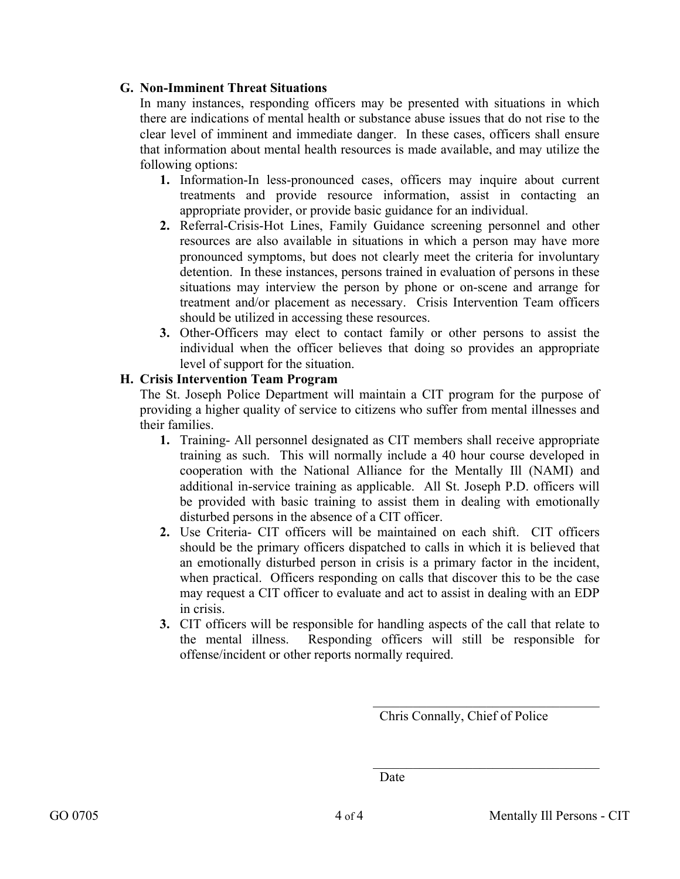**G. Non-Imminent Threat Situations**

In many instances, responding officers may be presented with situations in which there are indications of mental health or substance abuse issues that do not rise to the clear level of imminent and immediate danger. In these cases, officers shall ensure that information about mental health resources is made available, and may utilize the following options:

1. Information-In less-pronounced cases, officers may inquire about current treatments and provide resource information, assist in contacting an appropriate provider, or provide basic guidance for an individual.
2. Referral-Crisis-Hot Lines, Family Guidance screening personnel and other resources are also available in situations in which a person may have more pronounced symptoms, but does not clearly meet the criteria for involuntary detention. In these instances, persons trained in evaluation of persons in these situations may interview the person by phone or on-scene and arrange for treatment and/or placement as necessary. Crisis Intervention Team officers should be utilized in accessing these resources.
3. Other-Officers may elect to contact family or other persons to assist the individual when the officer believes that doing so provides an appropriate level of support for the situation.

**H. Crisis Intervention Team Program**

The St. Joseph Police Department will maintain a CIT program for the purpose of providing a higher quality of service to citizens who suffer from mental illnesses and their families.

1. Training- All personnel designated as CIT members shall receive appropriate training as such. This will normally include a 40 hour course developed in cooperation with the National Alliance for the Mentally Ill (NAMI) and additional in-service training as applicable. All St. Joseph P.D. officers will be provided with basic training to assist them in dealing with emotionally disturbed persons in the absence of a CIT officer.
2. Use Criteria- CIT officers will be maintained on each shift. CIT officers should be the primary officers dispatched to calls in which it is believed that an emotionally disturbed person in crisis is a primary factor in the incident, when practical. Officers responding on calls that discover this to be the case may request a CIT officer to evaluate and act to assist in dealing with an EDP in crisis.
3. CIT officers will be responsible for handling aspects of the call that relate to the mental illness. Responding officers will still be responsible for offense/incident or other reports normally required.

\_\_\_\_\_\_\_\_\_\_\_\_\_\_\_\_\_\_\_\_\_\_\_\_\_\_\_\_\_\_\_\_\_\_\_\_

Chris Connally, Chief of Police

\_\_\_\_\_\_\_\_\_\_\_\_\_\_\_\_\_\_\_\_\_\_\_\_\_\_\_\_\_\_\_\_\_\_\_\_

Date